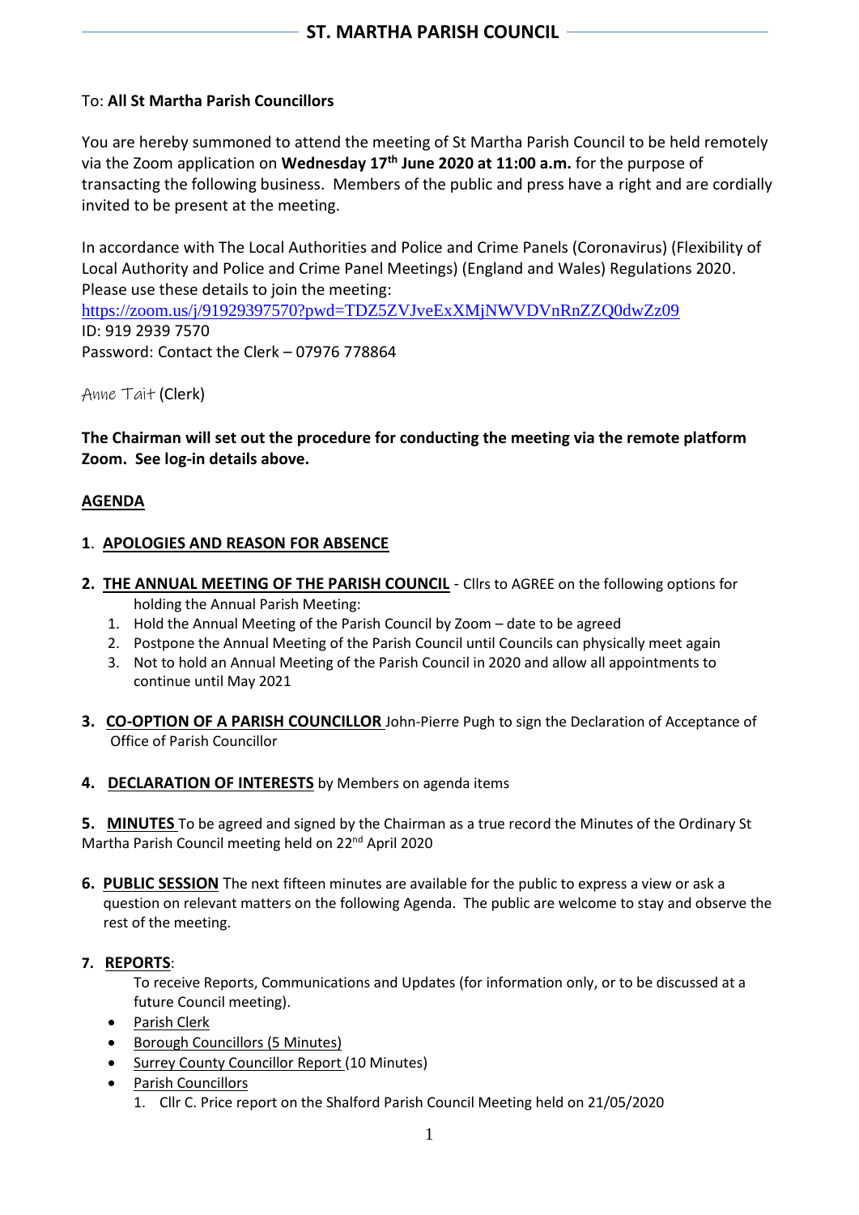# ST. MARTHA PARISH COUNCIL

To: **All St Martha Parish Councillors**

You are hereby summoned to attend the meeting of St Martha Parish Council to be held remotely via the Zoom application on **Wednesday 17th June 2020 at 11:00 a.m.** for the purpose of transacting the following business. Members of the public and press have a right and are cordially invited to be present at the meeting.

In accordance with The Local Authorities and Police and Crime Panels (Coronavirus) (Flexibility of Local Authority and Police and Crime Panel Meetings) (England and Wales) Regulations 2020.
Please use these details to join the meeting:
https://zoom.us/j/91929397570?pwd=TDZ5ZVJveExXMjNWVDVnRnZZQ0dwZz09
ID: 919 2939 7570
Password: Contact the Clerk – 07976 778864

Anne Tait (Clerk)

**The Chairman will set out the procedure for conducting the meeting via the remote platform Zoom. See log-in details above.**

## AGENDA

**1. APOLOGIES AND REASON FOR ABSENCE**

**2. THE ANNUAL MEETING OF THE PARISH COUNCIL** - Cllrs to AGREE on the following options for holding the Annual Parish Meeting:

1. Hold the Annual Meeting of the Parish Council by Zoom – date to be agreed
2. Postpone the Annual Meeting of the Parish Council until Councils can physically meet again
3. Not to hold an Annual Meeting of the Parish Council in 2020 and allow all appointments to continue until May 2021

**3. CO-OPTION OF A PARISH COUNCILLOR** John-Pierre Pugh to sign the Declaration of Acceptance of Office of Parish Councillor

**4. DECLARATION OF INTERESTS** by Members on agenda items

**5. MINUTES** To be agreed and signed by the Chairman as a true record the Minutes of the Ordinary St Martha Parish Council meeting held on 22nd April 2020

**6. PUBLIC SESSION** The next fifteen minutes are available for the public to express a view or ask a question on relevant matters on the following Agenda. The public are welcome to stay and observe the rest of the meeting.

**7. REPORTS**:

To receive Reports, Communications and Updates (for information only, or to be discussed at a future Council meeting).

- Parish Clerk
- Borough Councillors (5 Minutes)
- Surrey County Councillor Report (10 Minutes)
- Parish Councillors
  1. Cllr C. Price report on the Shalford Parish Council Meeting held on 21/05/2020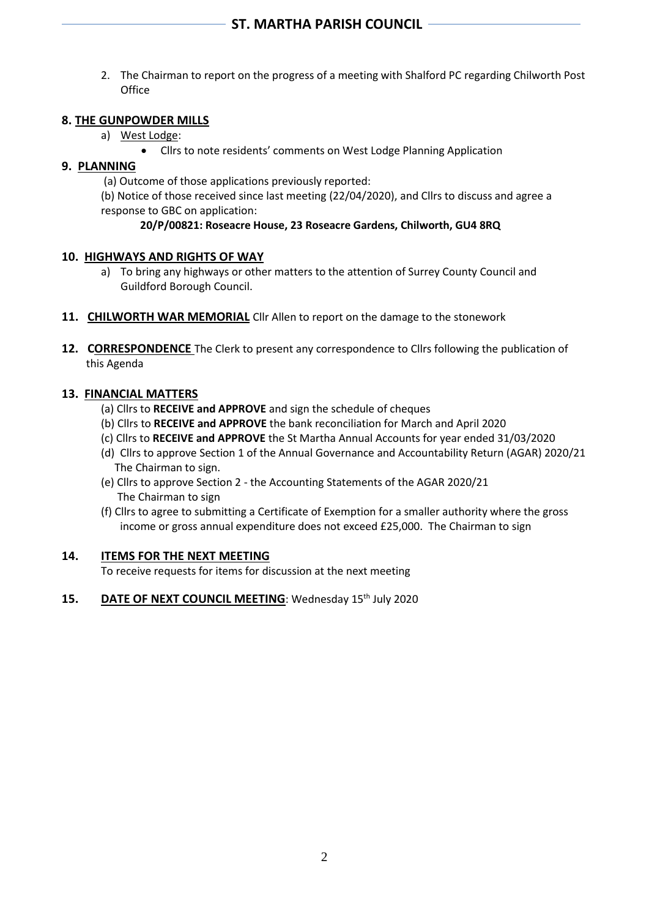2. The Chairman to report on the progress of a meeting with Shalford PC regarding Chilworth Post Office

## 8. THE GUNPOWDER MILLS

a) West Lodge:
- Cllrs to note residents' comments on West Lodge Planning Application

## 9. PLANNING

(a) Outcome of those applications previously reported:

(b) Notice of those received since last meeting (22/04/2020), and Cllrs to discuss and agree a response to GBC on application:

**20/P/00821: Roseacre House, 23 Roseacre Gardens, Chilworth, GU4 8RQ**

## 10. HIGHWAYS AND RIGHTS OF WAY

a) To bring any highways or other matters to the attention of Surrey County Council and Guildford Borough Council.

## 11. CHILWORTH WAR MEMORIAL

Cllr Allen to report on the damage to the stonework

## 12. CORRESPONDENCE

The Clerk to present any correspondence to Cllrs following the publication of this Agenda

## 13. FINANCIAL MATTERS

(a) Cllrs to **RECEIVE and APPROVE** and sign the schedule of cheques

(b) Cllrs to **RECEIVE and APPROVE** the bank reconciliation for March and April 2020

(c) Cllrs to **RECEIVE and APPROVE** the St Martha Annual Accounts for year ended 31/03/2020

(d) Cllrs to approve Section 1 of the Annual Governance and Accountability Return (AGAR) 2020/21 The Chairman to sign.

(e) Cllrs to approve Section 2 - the Accounting Statements of the AGAR 2020/21 The Chairman to sign

(f) Cllrs to agree to submitting a Certificate of Exemption for a smaller authority where the gross income or gross annual expenditure does not exceed £25,000. The Chairman to sign

## 14. ITEMS FOR THE NEXT MEETING

To receive requests for items for discussion at the next meeting

## 15. DATE OF NEXT COUNCIL MEETING: Wednesday 15th July 2020